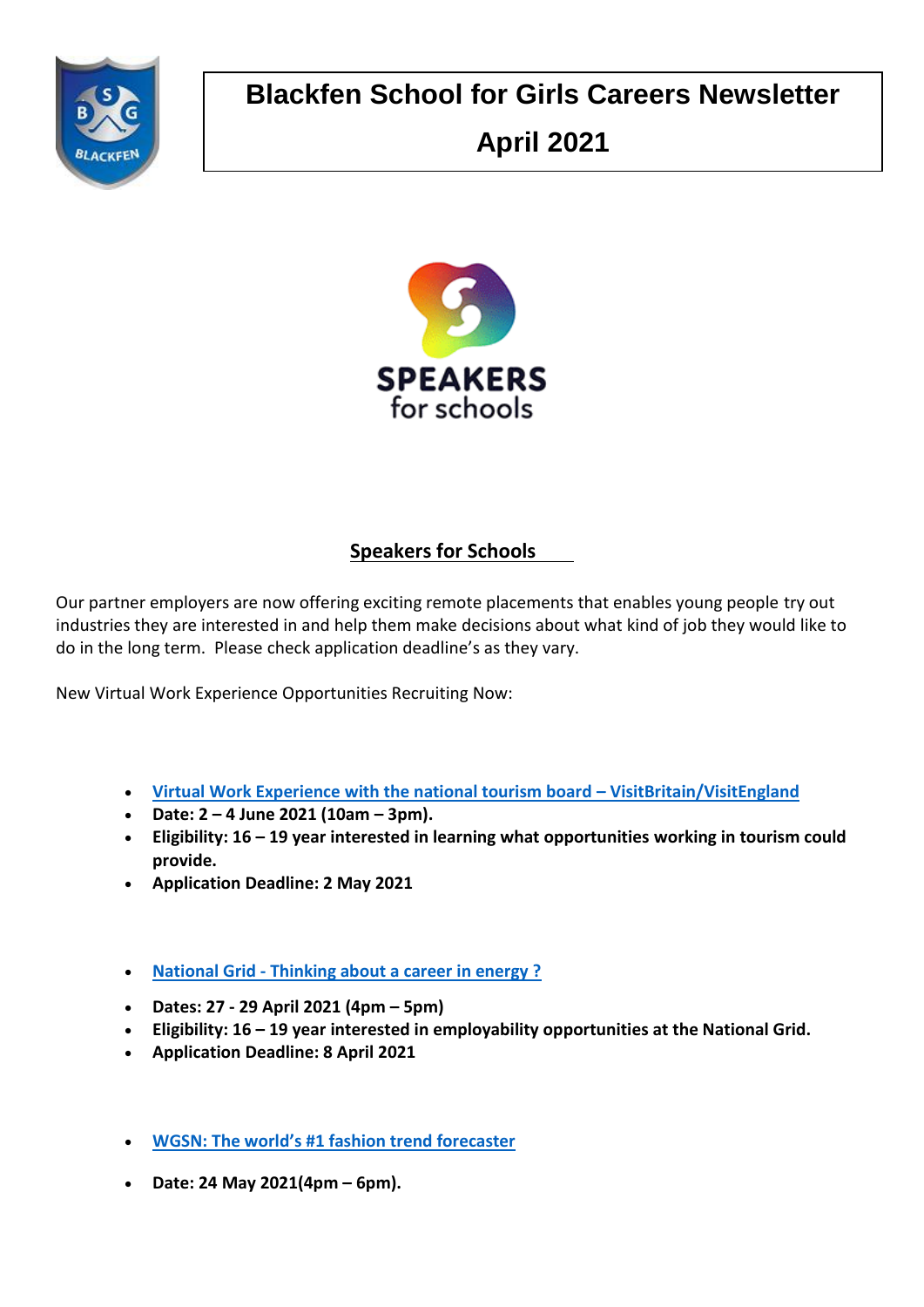# Blackfen School for Girls Careers Newsletter

## April 2021

## Speakers for Schools

Our partner employers are now offering exciting remote placements that enables young people try out industries they are interested in and help them make decisions about what kind of job they would like to do in the long term.  Please check application deadline's as they vary.

New Virtual Work Experience Opportunities Recruiting Now:

- Virtual Work Experience with the national tourism board – VisitBritain/VisitEngland
- **Date: 2 – 4 June 2021 (10am – 3pm).**
- **Eligibility: 16 – 19 year interested in learning what opportunities working in tourism could provide.**
- **Application Deadline: 2 May 2021**

- National Grid - Thinking about a career in energy ?
- **Dates: 27 - 29 April 2021 (4pm – 5pm)**
- **Eligibility: 16 – 19 year interested in employability opportunities at the National Grid.**
- **Application Deadline: 8 April 2021**

- WGSN: The world's #1 fashion trend forecaster
- **Date: 24 May 2021(4pm – 6pm).**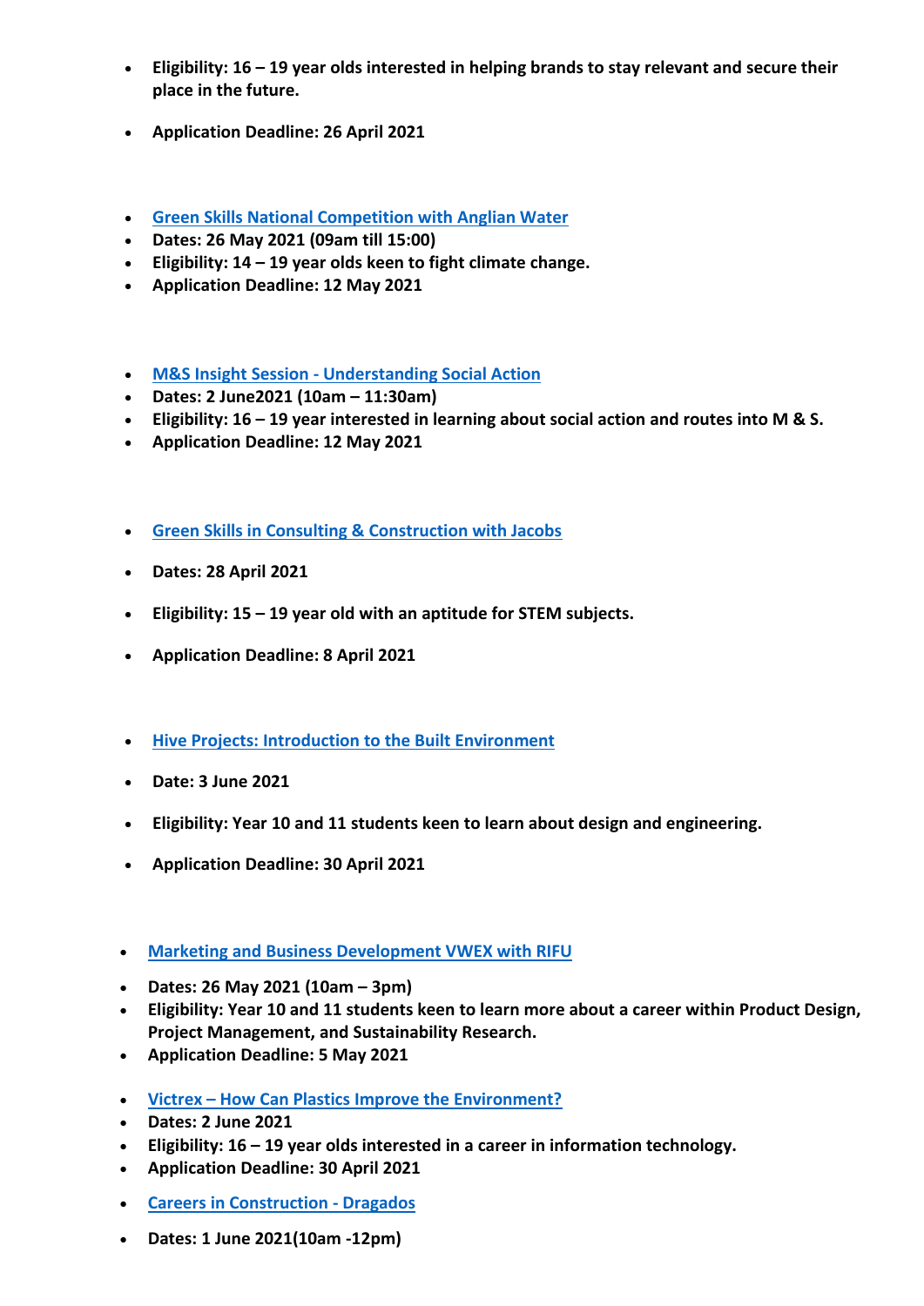- **Eligibility: 16 – 19 year olds interested in helping brands to stay relevant and secure their place in the future.**

- **Application Deadline: 26 April 2021**

- **Green Skills National Competition with Anglian Water**
- **Dates: 26 May 2021 (09am till 15:00)**
- **Eligibility: 14 – 19 year olds keen to fight climate change.**
- **Application Deadline: 12 May 2021**

- **M&S Insight Session - Understanding Social Action**
- **Dates: 2 June2021 (10am – 11:30am)**
- **Eligibility: 16 – 19 year interested in learning about social action and routes into M & S.**
- **Application Deadline: 12 May 2021**

- **Green Skills in Consulting & Construction with Jacobs**

- **Dates: 28 April 2021**

- **Eligibility: 15 – 19 year old with an aptitude for STEM subjects.**

- **Application Deadline: 8 April 2021**

- **Hive Projects: Introduction to the Built Environment**

- **Date: 3 June 2021**

- **Eligibility: Year 10 and 11 students keen to learn about design and engineering.**

- **Application Deadline: 30 April 2021**

- **Marketing and Business Development VWEX with RIFU**

- **Dates: 26 May 2021 (10am – 3pm)**
- **Eligibility: Year 10 and 11 students keen to learn more about a career within Product Design, Project Management, and Sustainability Research.**
- **Application Deadline: 5 May 2021**

- **Victrex – How Can Plastics Improve the Environment?**
- **Dates: 2 June 2021**
- **Eligibility: 16 – 19 year olds interested in a career in information technology.**
- **Application Deadline: 30 April 2021**

- **Careers in Construction - Dragados**

- **Dates: 1 June 2021(10am -12pm)**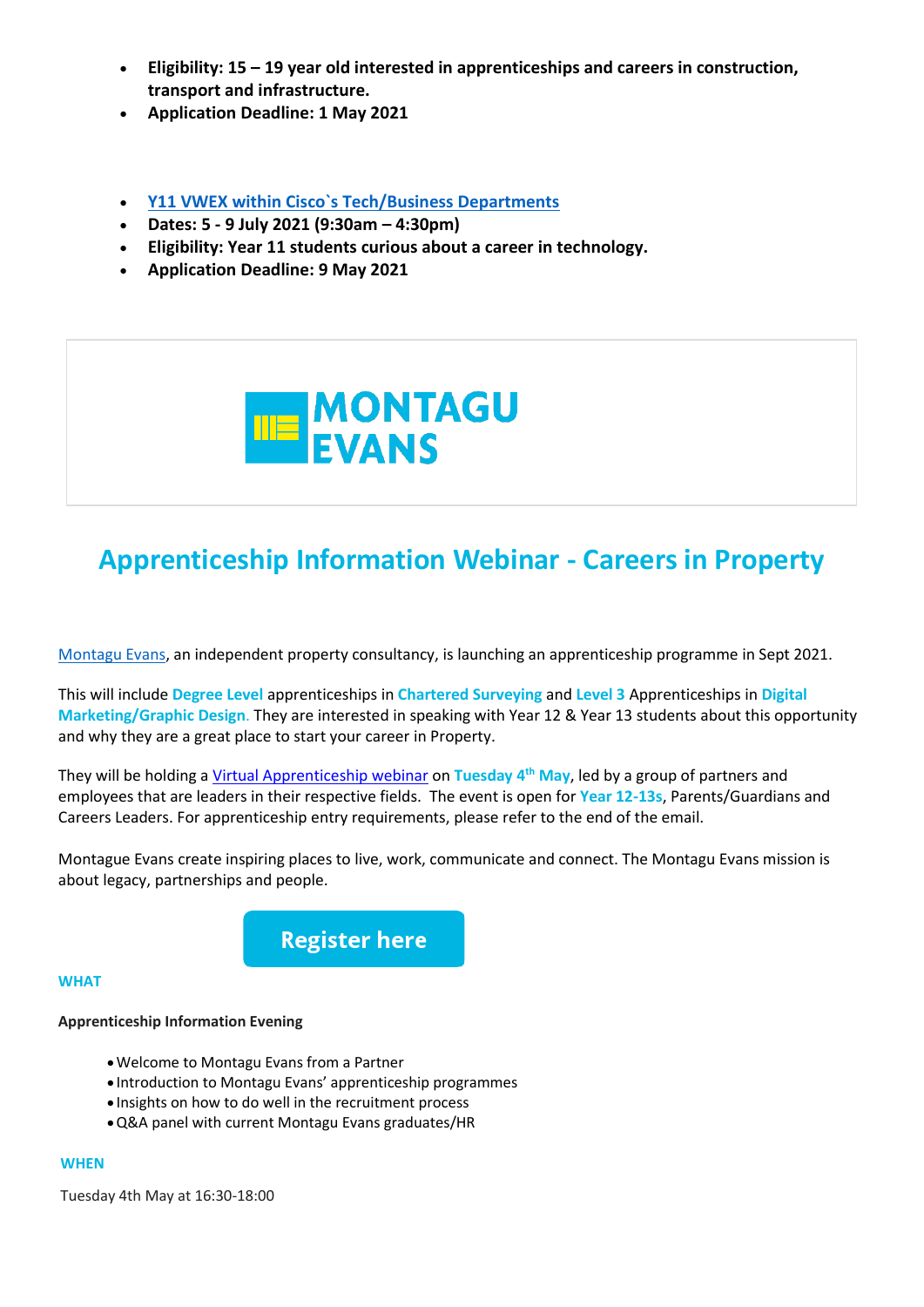- **Eligibility: 15 – 19 year old interested in apprenticeships and careers in construction, transport and infrastructure.**
- **Application Deadline: 1 May 2021**

- **Y11 VWEX within Cisco`s Tech/Business Departments**
- **Dates: 5 - 9 July 2021 (9:30am – 4:30pm)**
- **Eligibility: Year 11 students curious about a career in technology.**
- **Application Deadline: 9 May 2021**

MONTAGU EVANS

## Apprenticeship Information Webinar - Careers in Property

Montagu Evans, an independent property consultancy, is launching an apprenticeship programme in Sept 2021.

This will include **Degree Level** apprenticeships in **Chartered Surveying** and **Level 3** Apprenticeships in **Digital Marketing/Graphic Design**. They are interested in speaking with Year 12 & Year 13 students about this opportunity and why they are a great place to start your career in Property.

They will be holding a Virtual Apprenticeship webinar on **Tuesday 4th May**, led by a group of partners and employees that are leaders in their respective fields. The event is open for **Year 12-13s**, Parents/Guardians and Careers Leaders. For apprenticeship entry requirements, please refer to the end of the email.

Montague Evans create inspiring places to live, work, communicate and connect. The Montagu Evans mission is about legacy, partnerships and people.

**Register here**

**WHAT**

**Apprenticeship Information Evening**

- Welcome to Montagu Evans from a Partner
- Introduction to Montagu Evans' apprenticeship programmes
- Insights on how to do well in the recruitment process
- Q&A panel with current Montagu Evans graduates/HR

**WHEN**

Tuesday 4th May at 16:30-18:00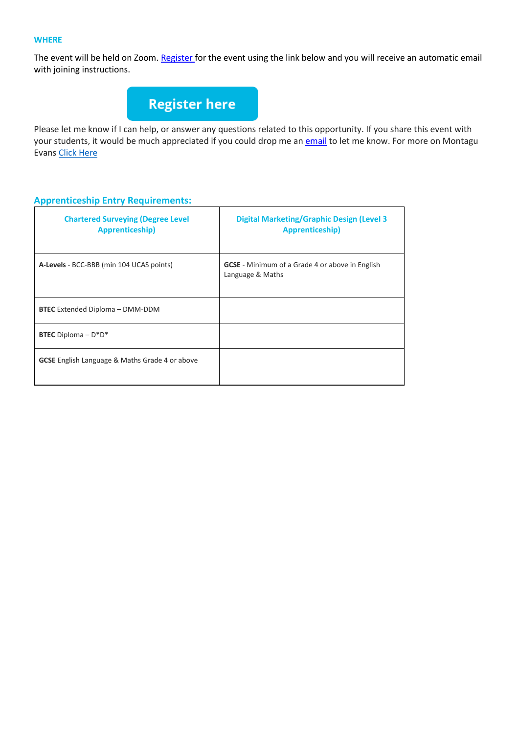### WHERE

The event will be held on Zoom. Register for the event using the link below and you will receive an automatic email with joining instructions.

**Register here**

Please let me know if I can help, or answer any questions related to this opportunity. If you share this event with your students, it would be much appreciated if you could drop me an email to let me know. For more on Montagu Evans Click Here

## Apprenticeship Entry Requirements:

| Chartered Surveying (Degree Level Apprenticeship) | Digital Marketing/Graphic Design (Level 3 Apprenticeship) |
|---|---|
| **A-Levels** - BCC-BBB (min 104 UCAS points) | **GCSE** - Minimum of a Grade 4 or above in English Language & Maths |
| **BTEC** Extended Diploma – DMM-DDM | |
| **BTEC** Diploma – D*D* | |
| **GCSE** English Language & Maths Grade 4 or above | |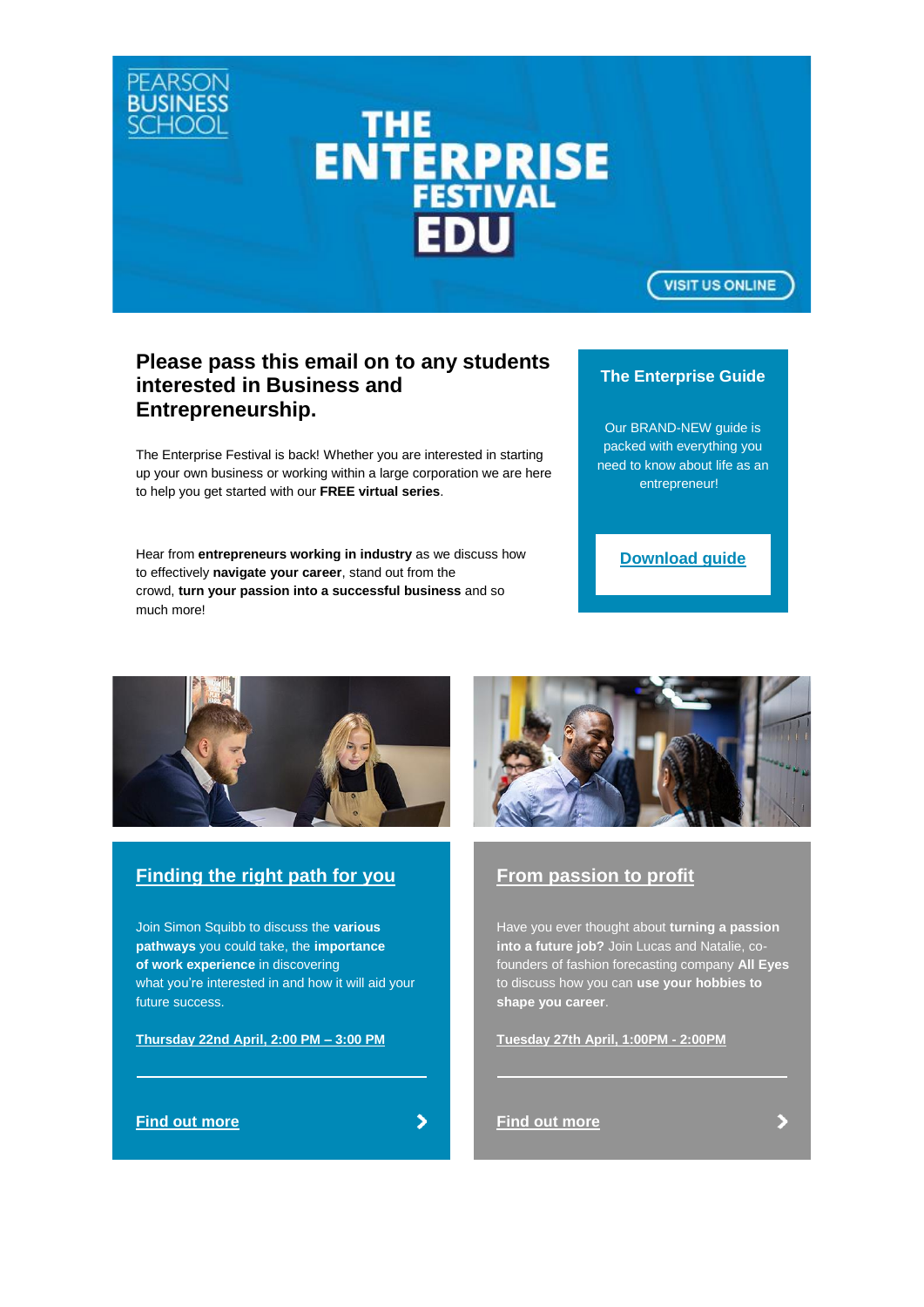PEARSON BUSINESS SCHOOL

# THE ENTERPRISE FESTIVAL EDU

VISIT US ONLINE

## Please pass this email on to any students interested in Business and Entrepreneurship.

The Enterprise Festival is back! Whether you are interested in starting up your own business or working within a large corporation we are here to help you get started with our **FREE virtual series**.

Hear from **entrepreneurs working in industry** as we discuss how to effectively **navigate your career**, stand out from the crowd, **turn your passion into a successful business** and so much more!

### The Enterprise Guide

Our BRAND-NEW guide is packed with everything you need to know about life as an entrepreneur!

Download guide

### Finding the right path for you

Join Simon Squibb to discuss the **various pathways** you could take, the **importance of work experience** in discovering what you're interested in and how it will aid your future success.

Thursday 22nd April, 2:00 PM – 3:00 PM

Find out more

### From passion to profit

Have you ever thought about **turning a passion into a future job?** Join Lucas and Natalie, co-founders of fashion forecasting company **All Eyes** to discuss how you can **use your hobbies to shape you career**.

Tuesday 27th April, 1:00PM - 2:00PM

Find out more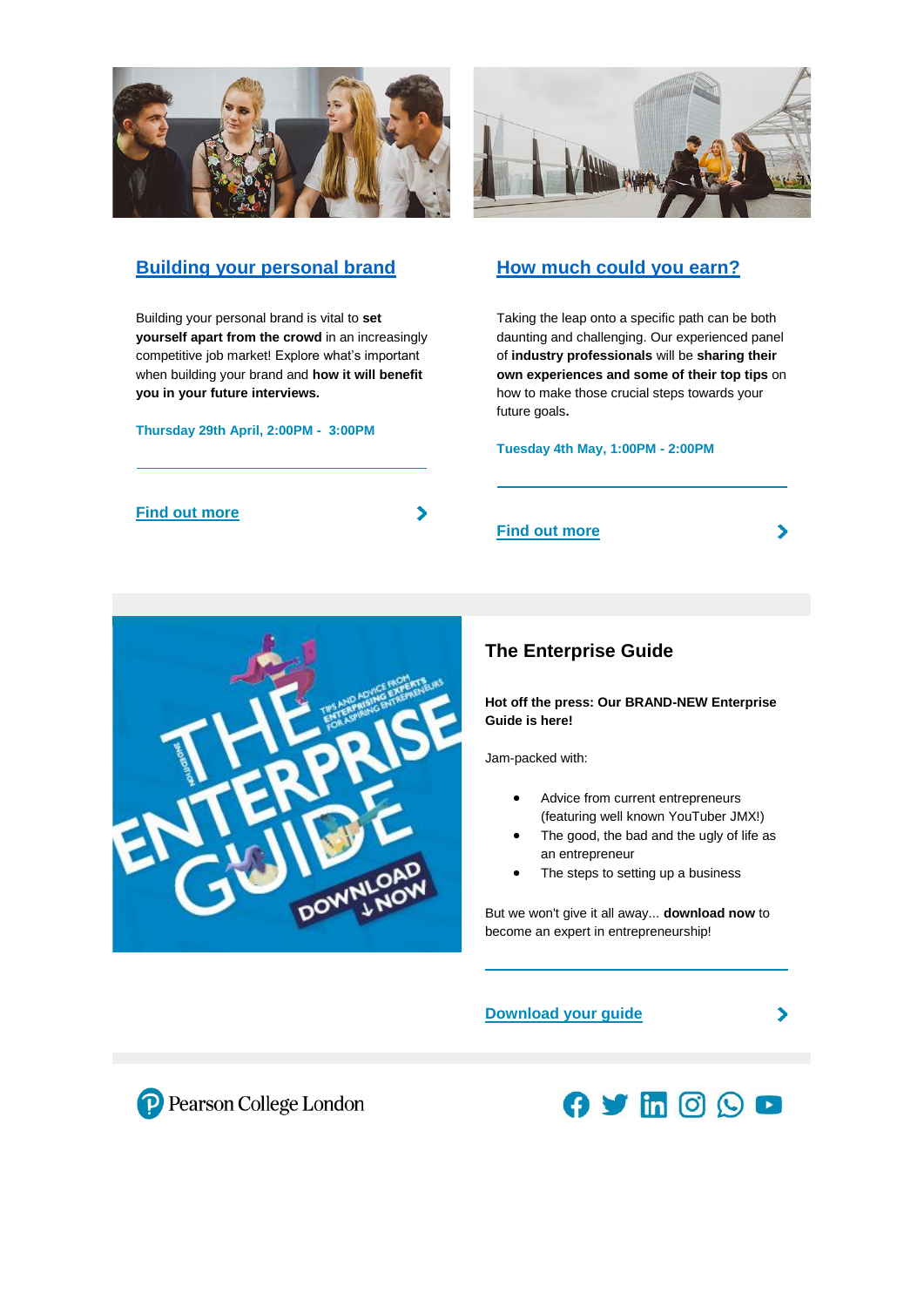## Building your personal brand

Building your personal brand is vital to **set yourself apart from the crowd** in an increasingly competitive job market! Explore what's important when building your brand and **how it will benefit you in your future interviews.**

**Thursday 29th April, 2:00PM - 3:00PM**

Find out more

## How much could you earn?

Taking the leap onto a specific path can be both daunting and challenging. Our experienced panel of **industry professionals** will be **sharing their own experiences and some of their top tips** on how to make those crucial steps towards your future goals**.**

**Tuesday 4th May, 1:00PM - 2:00PM**

Find out more

## The Enterprise Guide

**Hot off the press: Our BRAND-NEW Enterprise Guide is here!**

Jam-packed with:

- Advice from current entrepreneurs (featuring well known YouTuber JMX!)
- The good, the bad and the ugly of life as an entrepreneur
- The steps to setting up a business

But we won't give it all away... **download now** to become an expert in entrepreneurship!

Download your guide

Pearson College London